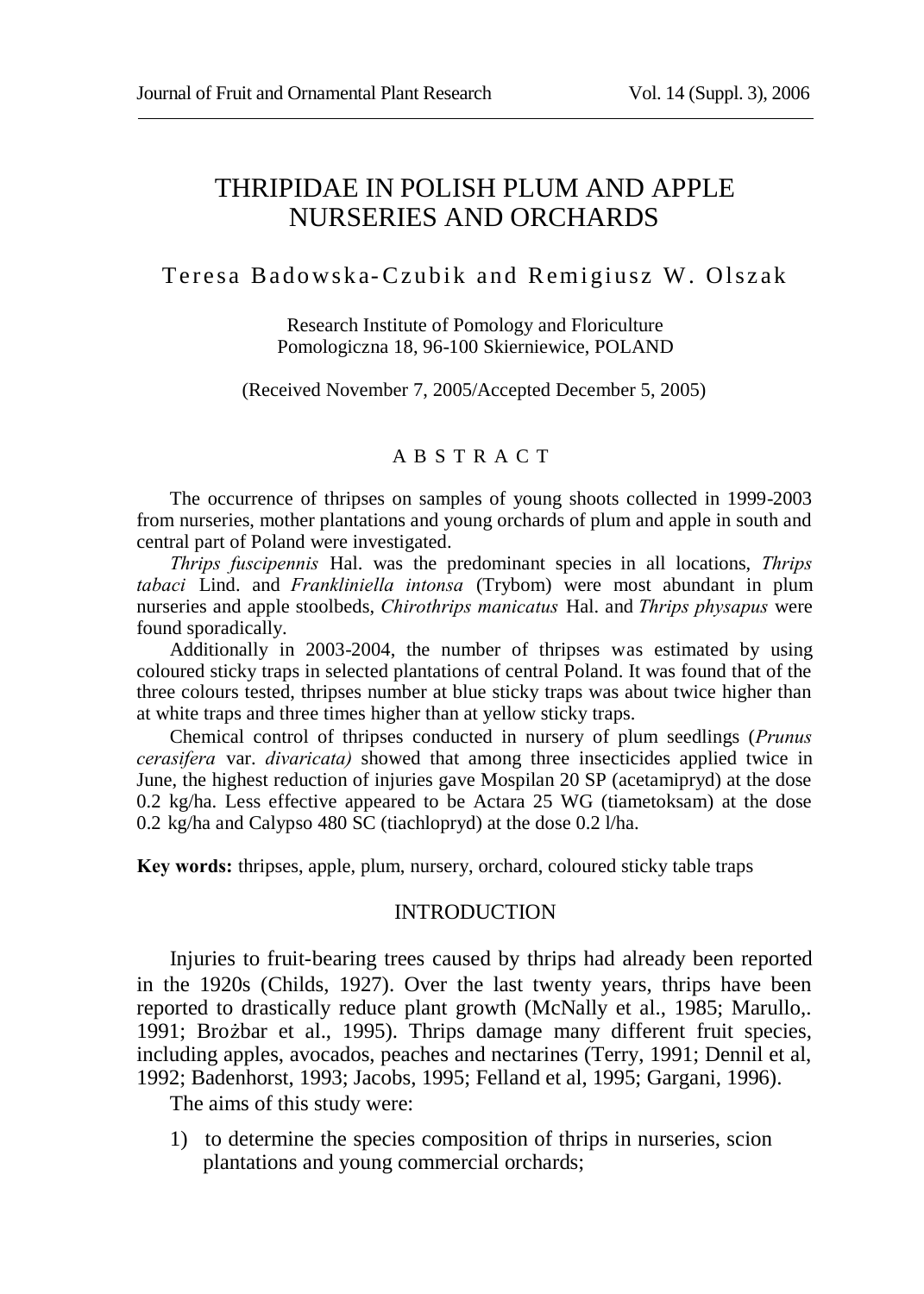# THRIPIDAE IN POLISH PLUM AND APPLE NURSERIES AND ORCHARDS

Teresa Badowska-Czubik and Remigiusz W. Olszak

Research Institute of Pomology and Floriculture
Pomologiczna 18, 96-100 Skierniewice, POLAND

(Received November 7, 2005/Accepted December 5, 2005)

## ABSTRACT

The occurrence of thripses on samples of young shoots collected in 1999-2003 from nurseries, mother plantations and young orchards of plum and apple in south and central part of Poland were investigated.

*Thrips fuscipennis* Hal. was the predominant species in all locations, *Thrips tabaci* Lind. and *Frankliniella intonsa* (Trybom) were most abundant in plum nurseries and apple stoolbeds, *Chirothrips manicatus* Hal. and *Thrips physapus* were found sporadically.

Additionally in 2003-2004, the number of thripses was estimated by using coloured sticky traps in selected plantations of central Poland. It was found that of the three colours tested, thripses number at blue sticky traps was about twice higher than at white traps and three times higher than at yellow sticky traps.

Chemical control of thripses conducted in nursery of plum seedlings (*Prunus cerasifera* var. *divaricata)* showed that among three insecticides applied twice in June, the highest reduction of injuries gave Mospilan 20 SP (acetamipryd) at the dose 0.2 kg/ha. Less effective appeared to be Actara 25 WG (tiametoksam) at the dose 0.2 kg/ha and Calypso 480 SC (tiachlopryd) at the dose 0.2 l/ha.

**Key words:** thripses, apple, plum, nursery, orchard, coloured sticky table traps

## INTRODUCTION

Injuries to fruit-bearing trees caused by thrips had already been reported in the 1920s (Childs, 1927). Over the last twenty years, thrips have been reported to drastically reduce plant growth (McNally et al., 1985; Marullo,. 1991; Brożbar et al., 1995). Thrips damage many different fruit species, including apples, avocados, peaches and nectarines (Terry, 1991; Dennil et al, 1992; Badenhorst, 1993; Jacobs, 1995; Felland et al, 1995; Gargani, 1996).

The aims of this study were:

1) to determine the species composition of thrips in nurseries, scion plantations and young commercial orchards;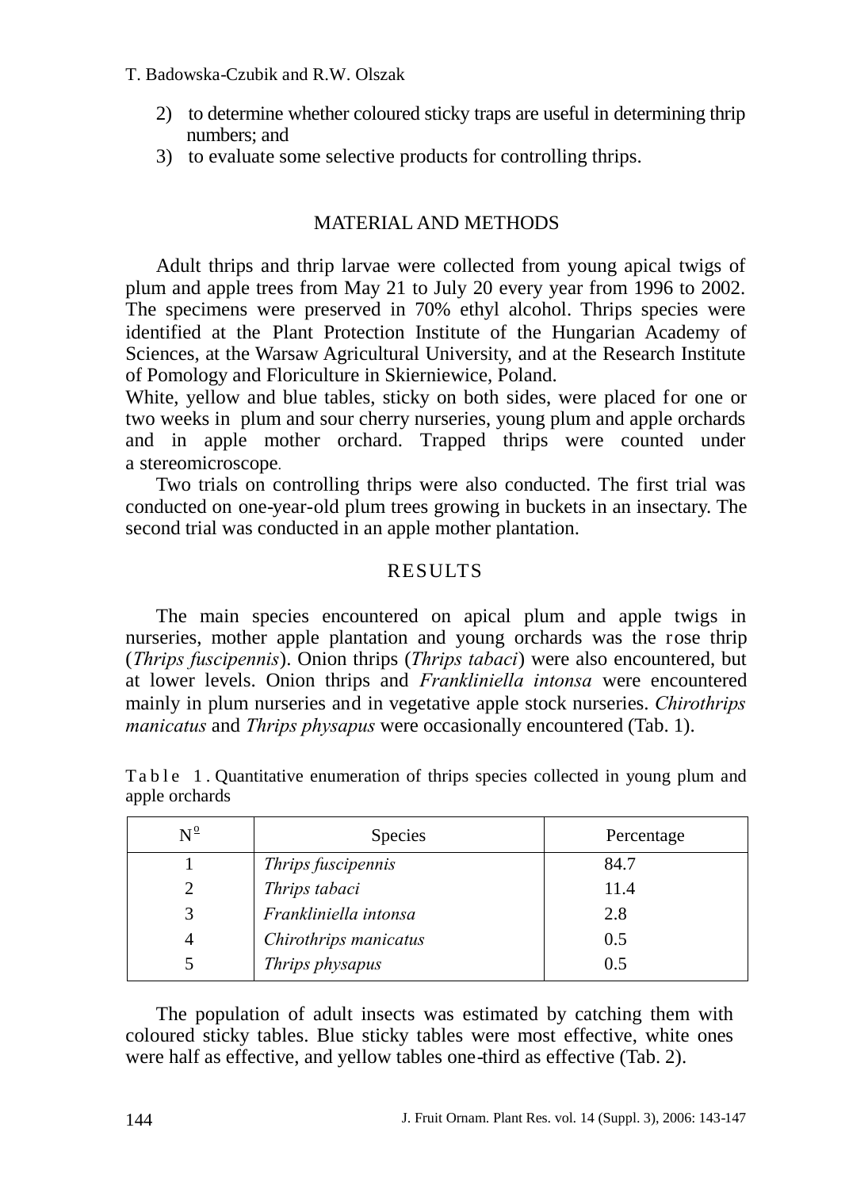2) to determine whether coloured sticky traps are useful in determining thrip numbers; and
3) to evaluate some selective products for controlling thrips.

## MATERIAL AND METHODS

Adult thrips and thrip larvae were collected from young apical twigs of plum and apple trees from May 21 to July 20 every year from 1996 to 2002. The specimens were preserved in 70% ethyl alcohol. Thrips species were identified at the Plant Protection Institute of the Hungarian Academy of Sciences, at the Warsaw Agricultural University, and at the Research Institute of Pomology and Floriculture in Skierniewice, Poland.
White, yellow and blue tables, sticky on both sides, were placed for one or two weeks in plum and sour cherry nurseries, young plum and apple orchards and in apple mother orchard. Trapped thrips were counted under a stereomicroscope.

Two trials on controlling thrips were also conducted. The first trial was conducted on one-year-old plum trees growing in buckets in an insectary. The second trial was conducted in an apple mother plantation.

## RESULTS

The main species encountered on apical plum and apple twigs in nurseries, mother apple plantation and young orchards was the rose thrip (*Thrips fuscipennis*). Onion thrips (*Thrips tabaci*) were also encountered, but at lower levels. Onion thrips and *Frankliniella intonsa* were encountered mainly in plum nurseries and in vegetative apple stock nurseries. *Chirothrips manicatus* and *Thrips physapus* were occasionally encountered (Tab. 1).

Table 1. Quantitative enumeration of thrips species collected in young plum and apple orchards

| Nº | Species | Percentage |
|---|---|---|
| 1 | *Thrips fuscipennis* | 84.7 |
| 2 | *Thrips tabaci* | 11.4 |
| 3 | *Frankliniella intonsa* | 2.8 |
| 4 | *Chirothrips manicatus* | 0.5 |
| 5 | *Thrips physapus* | 0.5 |

The population of adult insects was estimated by catching them with coloured sticky tables. Blue sticky tables were most effective, white ones were half as effective, and yellow tables one-third as effective (Tab. 2).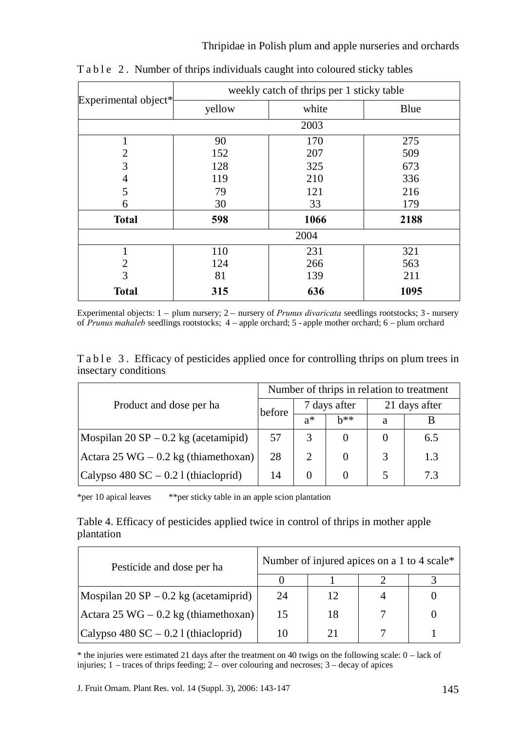T a b l e 2 . Number of thrips individuals caught into coloured sticky tables

| Experimental object* | weekly catch of thrips per 1 sticky table | | |
|---|---|---|---|
| | yellow | white | Blue |
| 2003 | | | |
| 1 | 90 | 170 | 275 |
| 2 | 152 | 207 | 509 |
| 3 | 128 | 325 | 673 |
| 4 | 119 | 210 | 336 |
| 5 | 79 | 121 | 216 |
| 6 | 30 | 33 | 179 |
| **Total** | **598** | **1066** | **2188** |
| 2004 | | | |
| 1 | 110 | 231 | 321 |
| 2 | 124 | 266 | 563 |
| 3 | 81 | 139 | 211 |
| **Total** | **315** | **636** | **1095** |

Experimental objects: 1 – plum nursery; 2 – nursery of *Prunus divaricata* seedlings rootstocks; 3 - nursery of *Prunus mahaleb* seedlings rootstocks; 4 – apple orchard; 5 - apple mother orchard; 6 – plum orchard

T a b l e 3 . Efficacy of pesticides applied once for controlling thrips on plum trees in insectary conditions

| Product and dose per ha | Number of thrips in relation to treatment | | | | |
|---|---|---|---|---|---|
| | before | 7 days after | | 21 days after | |
| | | a* | b** | a | B |
| Mospilan 20 SP – 0.2 kg (acetamipid) | 57 | 3 | 0 | 0 | 6.5 |
| Actara 25 WG – 0.2 kg (thiamethoxan) | 28 | 2 | 0 | 3 | 1.3 |
| Calypso 480 SC – 0.2 l (thiacloprid) | 14 | 0 | 0 | 5 | 7.3 |

*per 10 apical leaves **per sticky table in an apple scion plantation

Table 4. Efficacy of pesticides applied twice in control of thrips in mother apple plantation

| Pesticide and dose per ha | Number of injured apices on a 1 to 4 scale* | | | |
|---|---|---|---|---|
| | 0 | 1 | 2 | 3 |
| Mospilan 20 SP – 0.2 kg (acetamiprid) | 24 | 12 | 4 | 0 |
| Actara 25 WG – 0.2 kg (thiamethoxan) | 15 | 18 | 7 | 0 |
| Calypso 480 SC – 0.2 l (thiacloprid) | 10 | 21 | 7 | 1 |

\* the injuries were estimated 21 days after the treatment on 40 twigs on the following scale: 0 – lack of injuries; 1 – traces of thrips feeding; 2 – over colouring and necroses; 3 – decay of apices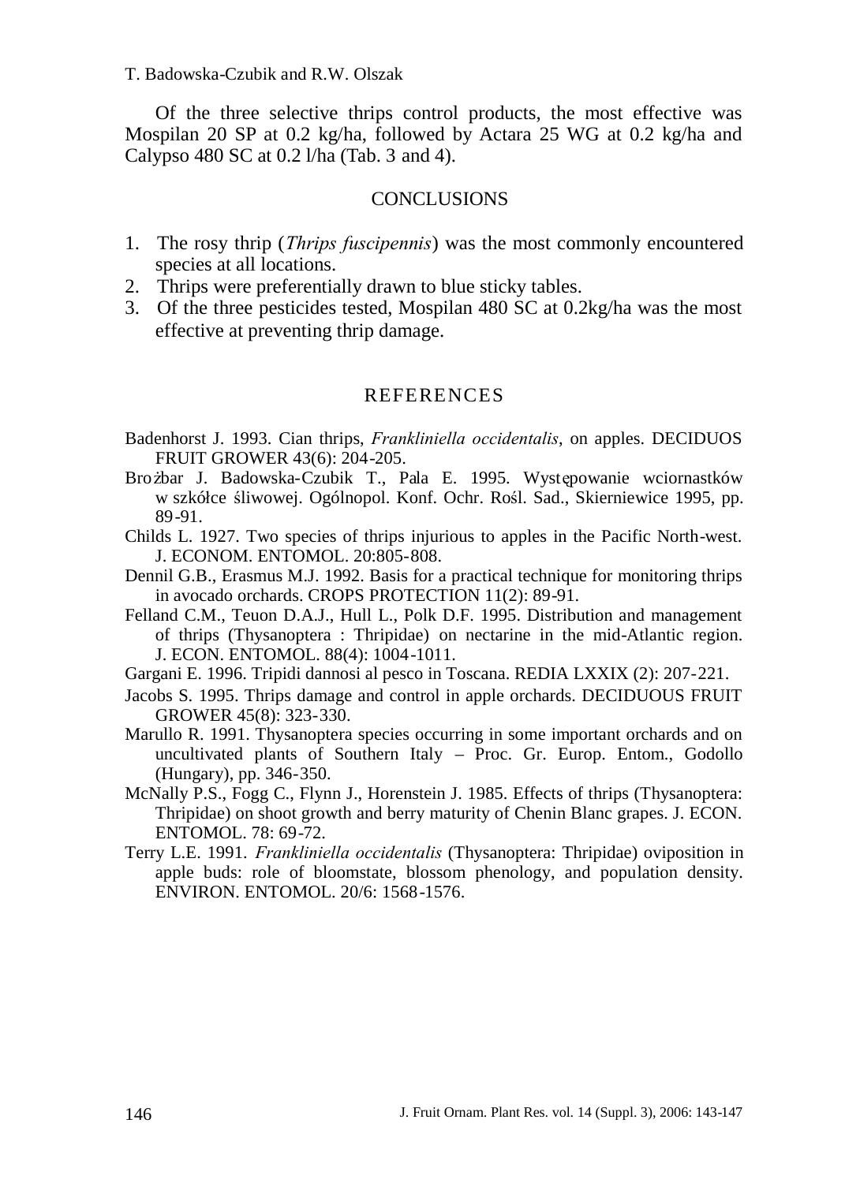Of the three selective thrips control products, the most effective was Mospilan 20 SP at 0.2 kg/ha, followed by Actara 25 WG at 0.2 kg/ha and Calypso 480 SC at 0.2 l/ha (Tab. 3 and 4).

## CONCLUSIONS

1. The rosy thrip (*Thrips fuscipennis*) was the most commonly encountered species at all locations.
2. Thrips were preferentially drawn to blue sticky tables.
3. Of the three pesticides tested, Mospilan 480 SC at 0.2kg/ha was the most effective at preventing thrip damage.

## REFERENCES

Badenhorst J. 1993. Cian thrips, *Frankliniella occidentalis*, on apples. DECIDUOS FRUIT GROWER 43(6): 204-205.

Brożbar J. Badowska-Czubik T., Pala E. 1995. Występowanie wciornastków w szkółce śliwowej. Ogólnopol. Konf. Ochr. Rośl. Sad., Skierniewice 1995, pp. 89-91.

Childs L. 1927. Two species of thrips injurious to apples in the Pacific North-west. J. ECONOM. ENTOMOL. 20:805-808.

Dennil G.B., Erasmus M.J. 1992. Basis for a practical technique for monitoring thrips in avocado orchards. CROPS PROTECTION 11(2): 89-91.

Felland C.M., Teuon D.A.J., Hull L., Polk D.F. 1995. Distribution and management of thrips (Thysanoptera : Thripidae) on nectarine in the mid-Atlantic region. J. ECON. ENTOMOL. 88(4): 1004-1011.

Gargani E. 1996. Tripidi dannosi al pesco in Toscana. REDIA LXXIX (2): 207-221.

Jacobs S. 1995. Thrips damage and control in apple orchards. DECIDUOUS FRUIT GROWER 45(8): 323-330.

Marullo R. 1991. Thysanoptera species occurring in some important orchards and on uncultivated plants of Southern Italy – Proc. Gr. Europ. Entom., Godollo (Hungary), pp. 346-350.

McNally P.S., Fogg C., Flynn J., Horenstein J. 1985. Effects of thrips (Thysanoptera: Thripidae) on shoot growth and berry maturity of Chenin Blanc grapes. J. ECON. ENTOMOL. 78: 69-72.

Terry L.E. 1991. *Frankliniella occidentalis* (Thysanoptera: Thripidae) oviposition in apple buds: role of bloomstate, blossom phenology, and population density. ENVIRON. ENTOMOL. 20/6: 1568-1576.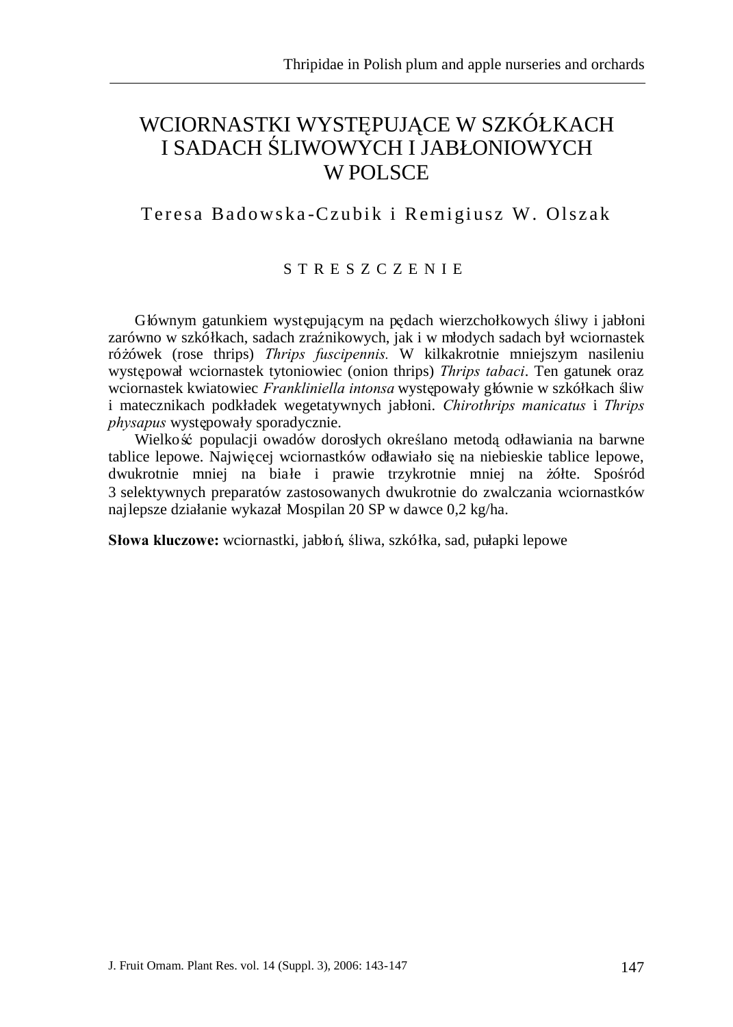# WCIORNASTKI WYSTĘPUJĄCE W SZKÓŁKACH I SADACH ŚLIWOWYCH I JABŁONIOWYCH W POLSCE

Teresa Badowska-Czubik i Remigiusz W. Olszak

## STRESZCZENIE

Głównym gatunkiem występującym na pędach wierzchołkowych śliwy i jabłoni zarówno w szkółkach, sadach zraźnikowych, jak i w młodych sadach był wciornastek różówek (rose thrips) *Thrips fuscipennis.* W kilkakrotnie mniejszym nasileniu występował wciornastek tytoniowiec (onion thrips) *Thrips tabaci*. Ten gatunek oraz wciornastek kwiatowiec *Frankliniella intonsa* występowały głównie w szkółkach śliw i matecznikach podkładek wegetatywnych jabłoni. *Chirothrips manicatus* i *Thrips physapus* występowały sporadycznie.

Wielkość populacji owadów dorosłych określano metodą odławiania na barwne tablice lepowe. Najwięcej wciornastków odławiało się na niebieskie tablice lepowe, dwukrotnie mniej na białe i prawie trzykrotnie mniej na żółte. Spośród 3 selektywnych preparatów zastosowanych dwukrotnie do zwalczania wciornastków najlepsze działanie wykazał Mospilan 20 SP w dawce 0,2 kg/ha.

**Słowa kluczowe:** wciornastki, jabłoń, śliwa, szkółka, sad, pułapki lepowe